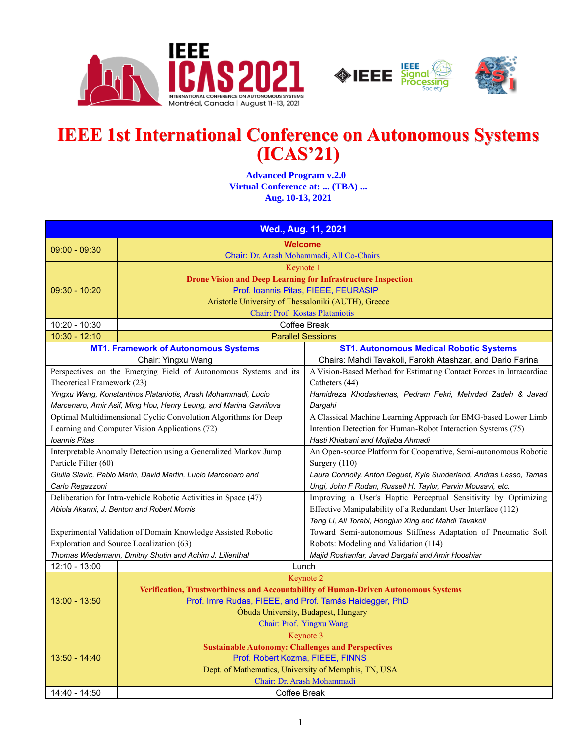# IEEE 1st International Conference on Autonomous Systems (ICAS'21)

**Advanced Program v.2.0**
**Virtual Conference at: ... (TBA) ...**
**Aug. 10-13, 2021**

| **Wed., Aug. 11, 2021** | |
|---|---|
| 09:00 - 09:30 | **Welcome**<br>Chair: Dr. Arash Mohammadi, All Co-Chairs |
| 09:30 - 10:20 | Keynote 1<br>**Drone Vision and Deep Learning for Infrastructure Inspection**<br>Prof. Ioannis Pitas, FIEEE, FEURASIP<br>Aristotle University of Thessaloniki (AUTH), Greece<br>Chair: Prof. Kostas Plataniotis |
| 10:20 - 10:30 | Coffee Break |
| 10:30 - 12:10 | Parallel Sessions |

| **MT1. Framework of Autonomous Systems**<br>Chair: Yingxu Wang | **ST1. Autonomous Medical Robotic Systems**<br>Chairs: Mahdi Tavakoli, Farokh Atashzar, and Dario Farina |
|---|---|
| Perspectives on the Emerging Field of Autonomous Systems and its Theoretical Framework (23)<br>*Yingxu Wang, Konstantinos Plataniotis, Arash Mohammadi, Lucio Marcenaro, Amir Asif, Ming Hou, Henry Leung, and Marina Gavrilova* | A Vision-Based Method for Estimating Contact Forces in Intracardiac Catheters (44)<br>*Hamidreza Khodashenas, Pedram Fekri, Mehrdad Zadeh & Javad Dargahi* |
| Optimal Multidimensional Cyclic Convolution Algorithms for Deep Learning and Computer Vision Applications (72)<br>*Ioannis Pitas* | A Classical Machine Learning Approach for EMG-based Lower Limb Intention Detection for Human-Robot Interaction Systems (75)<br>*Hasti Khiabani and Mojtaba Ahmadi* |
| Interpretable Anomaly Detection using a Generalized Markov Jump Particle Filter (60)<br>*Giulia Slavic, Pablo Marin, David Martin, Lucio Marcenaro and Carlo Regazzoni* | An Open-source Platform for Cooperative, Semi-autonomous Robotic Surgery (110)<br>*Laura Connolly, Anton Deguet, Kyle Sunderland, Andras Lasso, Tamas Ungi, John F Rudan, Russell H. Taylor, Parvin Mousavi, etc.* |
| Deliberation for Intra-vehicle Robotic Activities in Space (47)<br>*Abiola Akanni, J. Benton and Robert Morris* | Improving a User's Haptic Perceptual Sensitivity by Optimizing Effective Manipulability of a Redundant User Interface (112)<br>*Teng Li, Ali Torabi, Hongjun Xing and Mahdi Tavakoli* |
| Experimental Validation of Domain Knowledge Assisted Robotic Exploration and Source Localization (63)<br>*Thomas Wiedemann, Dmitriy Shutin and Achim J. Lilienthal* | Toward Semi-autonomous Stiffness Adaptation of Pneumatic Soft Robots: Modeling and Validation (114)<br>*Majid Roshanfar, Javad Dargahi and Amir Hooshiar* |

| | |
|---|---|
| 12:10 - 13:00 | Lunch |
| 13:00 - 13:50 | Keynote 2<br>**Verification, Trustworthiness and Accountability of Human-Driven Autonomous Systems**<br>Prof. Imre Rudas, FIEEE, and Prof. Tamás Haidegger, PhD<br>Óbuda University, Budapest, Hungary<br>Chair: Prof. Yingxu Wang |
| 13:50 - 14:40 | Keynote 3<br>**Sustainable Autonomy: Challenges and Perspectives**<br>Prof. Robert Kozma, FIEEE, FINNS<br>Dept. of Mathematics, University of Memphis, TN, USA<br>Chair: Dr. Arash Mohammadi |
| 14:40 - 14:50 | Coffee Break |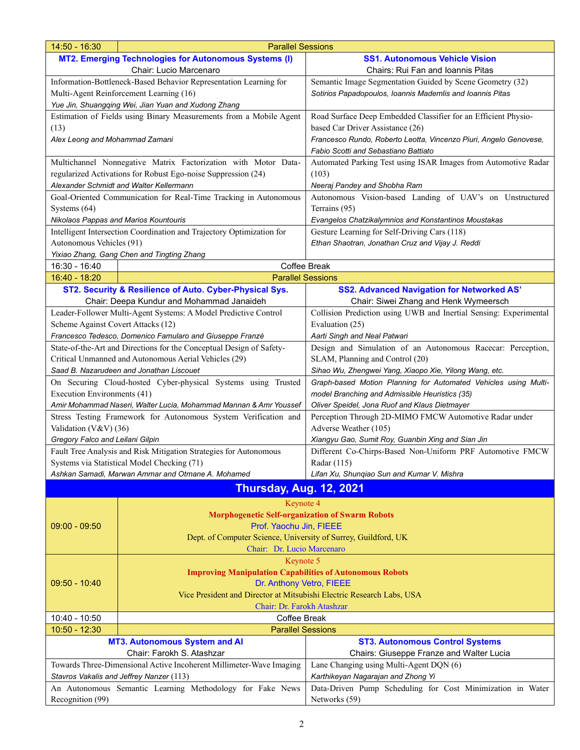| 14:50 - 16:30 | Parallel Sessions |
|---|---|
| **MT2. Emerging Technologies for Autonomous Systems (I)**<br>Chair: Lucio Marcenaro | **SS1. Autonomous Vehicle Vision**<br>Chairs: Rui Fan and Ioannis Pitas |
| Information-Bottleneck-Based Behavior Representation Learning for Multi-Agent Reinforcement Learning (16)<br>*Yue Jin, Shuangqing Wei, Jian Yuan and Xudong Zhang* | Semantic Image Segmentation Guided by Scene Geometry (32)<br>*Sotirios Papadopoulos, Ioannis Mademlis and Ioannis Pitas* |
| Estimation of Fields using Binary Measurements from a Mobile Agent (13)<br>*Alex Leong and Mohammad Zamani* | Road Surface Deep Embedded Classifier for an Efficient Physio-based Car Driver Assistance (26)<br>*Francesco Rundo, Roberto Leotta, Vincenzo Piuri, Angelo Genovese, Fabio Scotti and Sebastiano Battiato* |
| Multichannel Nonnegative Matrix Factorization with Motor Data-regularized Activations for Robust Ego-noise Suppression (24)<br>*Alexander Schmidt and Walter Kellermann* | Automated Parking Test using ISAR Images from Automotive Radar (103)<br>*Neeraj Pandey and Shobha Ram* |
| Goal-Oriented Communication for Real-Time Tracking in Autonomous Systems (64)<br>*Nikolaos Pappas and Marios Kountouris* | Autonomous Vision-based Landing of UAV's on Unstructured Terrains (95)<br>*Evangelos Chatzikalymnios and Konstantinos Moustakas* |
| Intelligent Intersection Coordination and Trajectory Optimization for Autonomous Vehicles (91)<br>*Yixiao Zhang, Gang Chen and Tingting Zhang* | Gesture Learning for Self-Driving Cars (118)<br>*Ethan Shaotran, Jonathan Cruz and Vijay J. Reddi* |
| 16:30 - 16:40 | Coffee Break |
| 16:40 - 18:20 | Parallel Sessions |
| **ST2. Security & Resilience of Auto. Cyber-Physical Sys.**<br>Chair: Deepa Kundur and Mohammad Janaideh | **SS2. Advanced Navigation for Networked AS'**<br>Chair: Siwei Zhang and Henk Wymeersch |
| Leader-Follower Multi-Agent Systems: A Model Predictive Control Scheme Against Covert Attacks (12)<br>*Francesco Tedesco, Domenico Famularo and Giuseppe Franzè* | Collision Prediction using UWB and Inertial Sensing: Experimental Evaluation (25)<br>*Aarti Singh and Neal Patwari* |
| State-of-the-Art and Directions for the Conceptual Design of Safety-Critical Unmanned and Autonomous Aerial Vehicles (29)<br>*Saad B. Nazarudeen and Jonathan Liscouet* | Design and Simulation of an Autonomous Racecar: Perception, SLAM, Planning and Control (20)<br>*Sihao Wu, Zhengwei Yang, Xiaopo Xie, Yilong Wang, etc.* |
| On Securing Cloud-hosted Cyber-physical Systems using Trusted Execution Environments (41)<br>*Amir Mohammad Naseri, Walter Lucia, Mohammad Mannan & Amr Youssef* | *Graph-based Motion Planning for Automated Vehicles using Multi-model Branching and Admissible Heuristics (35)*<br>*Oliver Speidel, Jona Ruof and Klaus Dietmayer* |
| Stress Testing Framework for Autonomous System Verification and Validation (V&V) (36)<br>*Gregory Falco and Leilani Gilpin* | Perception Through 2D-MIMO FMCW Automotive Radar under Adverse Weather (105)<br>*Xiangyu Gao, Sumit Roy, Guanbin Xing and Sian Jin* |
| Fault Tree Analysis and Risk Mitigation Strategies for Autonomous Systems via Statistical Model Checking (71)<br>*Ashkan Samadi, Marwan Ammar and Otmane A. Mohamed* | Different Co-Chirps-Based Non-Uniform PRF Automotive FMCW Radar (115)<br>*Lifan Xu, Shunqiao Sun and Kumar V. Mishra* |

## Thursday, Aug. 12, 2021

| Time | Program |
|---|---|
| 09:00 - 09:50 | Keynote 4<br>**Morphogenetic Self-organization of Swarm Robots**<br>Prof. Yaochu Jin, FIEEE<br>Dept. of Computer Science, University of Surrey, Guildford, UK<br>Chair: Dr. Lucio Marcenaro |
| 09:50 - 10:40 | Keynote 5<br>**Improving Manipulation Capabilities of Autonomous Robots**<br>Dr. Anthony Vetro, FIEEE<br>Vice President and Director at Mitsubishi Electric Research Labs, USA<br>Chair: Dr. Farokh Atashzar |
| 10:40 - 10:50 | Coffee Break |
| 10:50 - 12:30 | Parallel Sessions |

| **MT3. Autonomous System and AI**<br>Chair: Farokh S. Atashzar | **ST3. Autonomous Control Systems**<br>Chairs: Giuseppe Franze and Walter Lucia |
|---|---|
| Towards Three-Dimensional Active Incoherent Millimeter-Wave Imaging<br>*Stavros Vakalis and Jeffrey Nanzer* (113) | Lane Changing using Multi-Agent DQN (6)<br>*Karthikeyan Nagarajan and Zhong Yi* |
| An Autonomous Semantic Learning Methodology for Fake News Recognition (99) | Data-Driven Pump Scheduling for Cost Minimization in Water Networks (59) |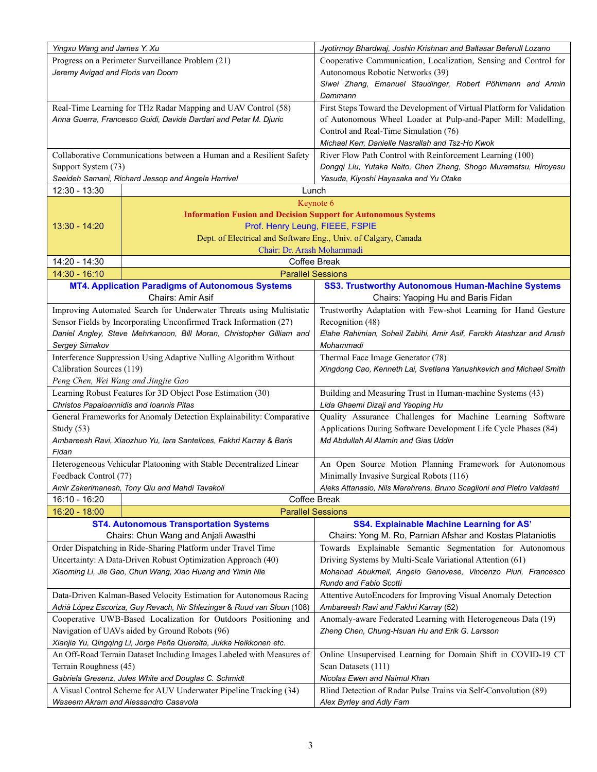| | |
|---|---|
| *Yingxu Wang and James Y. Xu* | *Jyotirmoy Bhardwaj, Joshin Krishnan and Baltasar Beferull Lozano* |
| Progress on a Perimeter Surveillance Problem (21)<br>*Jeremy Avigad and Floris van Doorn* | Cooperative Communication, Localization, Sensing and Control for Autonomous Robotic Networks (39)<br>*Siwei Zhang, Emanuel Staudinger, Robert Pöhlmann and Armin Dammann* |
| Real-Time Learning for THz Radar Mapping and UAV Control (58)<br>*Anna Guerra, Francesco Guidi, Davide Dardari and Petar M. Djuric* | First Steps Toward the Development of Virtual Platform for Validation of Autonomous Wheel Loader at Pulp-and-Paper Mill: Modelling, Control and Real-Time Simulation (76)<br>*Michael Kerr, Danielle Nasrallah and Tsz-Ho Kwok* |
| Collaborative Communications between a Human and a Resilient Safety Support System (73)<br>*Saeideh Samani, Richard Jessop and Angela Harrivel* | River Flow Path Control with Reinforcement Learning (100)<br>*Dongqi Liu, Yutaka Naito, Chen Zhang, Shogo Muramatsu, Hiroyasu Yasuda, Kiyoshi Hayasaka and Yu Otake* |

| Time | Event |
|---|---|
| 12:30 - 13:30 | Lunch |
| 13:30 - 14:20 | Keynote 6<br>**Information Fusion and Decision Support for Autonomous Systems**<br>Prof. Henry Leung, FIEEE, FSPIE<br>Dept. of Electrical and Software Eng., Univ. of Calgary, Canada<br>Chair: Dr. Arash Mohammadi |
| 14:20 - 14:30 | Coffee Break |
| 14:30 - 16:10 | Parallel Sessions |

| **MT4. Application Paradigms of Autonomous Systems**<br>Chairs: Amir Asif | **SS3. Trustworthy Autonomous Human-Machine Systems**<br>Chairs: Yaoping Hu and Baris Fidan |
|---|---|
| Improving Automated Search for Underwater Threats using Multistatic Sensor Fields by Incorporating Unconfirmed Track Information (27)<br>*Daniel Angley, Steve Mehrkanoon, Bill Moran, Christopher Gilliam and Sergey Simakov* | Trustworthy Adaptation with Few-shot Learning for Hand Gesture Recognition (48)<br>*Elahe Rahimian, Soheil Zabihi, Amir Asif, Farokh Atashzar and Arash Mohammadi* |
| Interference Suppression Using Adaptive Nulling Algorithm Without Calibration Sources (119)<br>*Peng Chen, Wei Wang and Jingjie Gao* | Thermal Face Image Generator (78)<br>*Xingdong Cao, Kenneth Lai, Svetlana Yanushkevich and Michael Smith* |
| Learning Robust Features for 3D Object Pose Estimation (30)<br>*Christos Papaioannidis and Ioannis Pitas* | Building and Measuring Trust in Human-machine Systems (43)<br>*Lida Ghaemi Dizaji and Yaoping Hu* |
| General Frameworks for Anomaly Detection Explainability: Comparative Study (53)<br>*Ambareesh Ravi, Xiaozhuo Yu, Iara Santelices, Fakhri Karray & Baris Fidan* | Quality Assurance Challenges for Machine Learning Software Applications During Software Development Life Cycle Phases (84)<br>*Md Abdullah Al Alamin and Gias Uddin* |
| Heterogeneous Vehicular Platooning with Stable Decentralized Linear Feedback Control (77)<br>*Amir Zakerimanesh, Tony Qiu and Mahdi Tavakoli* | An Open Source Motion Planning Framework for Autonomous Minimally Invasive Surgical Robots (116)<br>*Aleks Attanasio, Nils Marahrens, Bruno Scaglioni and Pietro Valdastri* |

| Time | Event |
|---|---|
| 16:10 - 16:20 | Coffee Break |
| 16:20 - 18:00 | Parallel Sessions |

| **ST4. Autonomous Transportation Systems**<br>Chairs: Chun Wang and Anjali Awasthi | **SS4. Explainable Machine Learning for AS'**<br>Chairs: Yong M. Ro, Parnian Afshar and Kostas Plataniotis |
|---|---|
| Order Dispatching in Ride-Sharing Platform under Travel Time Uncertainty: A Data-Driven Robust Optimization Approach (40)<br>*Xiaoming Li, Jie Gao, Chun Wang, Xiao Huang and Yimin Nie* | Towards Explainable Semantic Segmentation for Autonomous Driving Systems by Multi-Scale Variational Attention (61)<br>*Mohanad Abukmeil, Angelo Genovese, Vincenzo Piuri, Francesco Rundo and Fabio Scotti* |
| Data-Driven Kalman-Based Velocity Estimation for Autonomous Racing<br>*Adrià López Escoriza, Guy Revach, Nir Shlezinger & Ruud van Sloun* (108) | Attentive AutoEncoders for Improving Visual Anomaly Detection<br>*Ambareesh Ravi and Fakhri Karray* (52) |
| Cooperative UWB-Based Localization for Outdoors Positioning and Navigation of UAVs aided by Ground Robots (96)<br>*Xianjia Yu, Qingqing Li, Jorge Peña Queralta, Jukka Heikkonen etc.* | Anomaly-aware Federated Learning with Heterogeneous Data (19)<br>*Zheng Chen, Chung-Hsuan Hu and Erik G. Larsson* |
| An Off-Road Terrain Dataset Including Images Labeled with Measures of Terrain Roughness (45)<br>*Gabriela Gresenz, Jules White and Douglas C. Schmidt* | Online Unsupervised Learning for Domain Shift in COVID-19 CT Scan Datasets (111)<br>*Nicolas Ewen and Naimul Khan* |
| A Visual Control Scheme for AUV Underwater Pipeline Tracking (34)<br>*Waseem Akram and Alessandro Casavola* | Blind Detection of Radar Pulse Trains via Self-Convolution (89)<br>*Alex Byrley and Adly Fam* |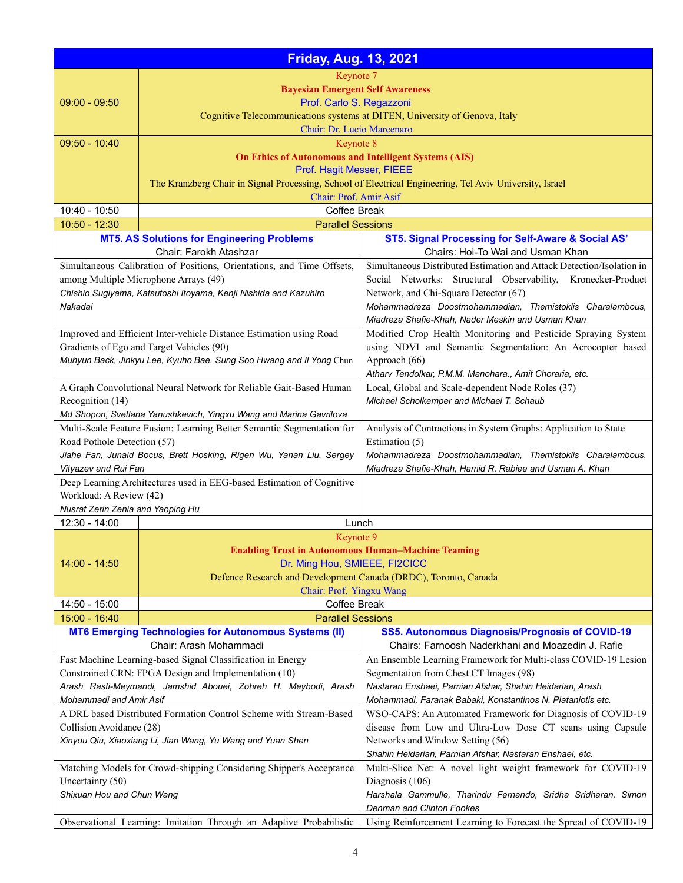## Friday, Aug. 13, 2021

| Time | Event |
|---|---|
| 09:00 - 09:50 | Keynote 7<br>**Bayesian Emergent Self Awareness**<br>Prof. Carlo S. Regazzoni<br>Cognitive Telecommunications systems at DITEN, University of Genova, Italy<br>Chair: Dr. Lucio Marcenaro |
| 09:50 - 10:40 | Keynote 8<br>**On Ethics of Autonomous and Intelligent Systems (AIS)**<br>Prof. Hagit Messer, FIEEE<br>The Kranzberg Chair in Signal Processing, School of Electrical Engineering, Tel Aviv University, Israel<br>Chair: Prof. Amir Asif |
| 10:40 - 10:50 | Coffee Break |
| 10:50 - 12:30 | Parallel Sessions |

| **MT5. AS Solutions for Engineering Problems**<br>Chair: Farokh Atashzar | **ST5. Signal Processing for Self-Aware & Social AS'**<br>Chairs: Hoi-To Wai and Usman Khan |
|---|---|
| Simultaneous Calibration of Positions, Orientations, and Time Offsets, among Multiple Microphone Arrays (49)<br>*Chishio Sugiyama, Katsutoshi Itoyama, Kenji Nishida and Kazuhiro Nakadai* | Simultaneous Distributed Estimation and Attack Detection/Isolation in Social Networks: Structural Observability, Kronecker-Product Network, and Chi-Square Detector (67)<br>*Mohammadreza Doostmohammadian, Themistoklis Charalambous, Miadreza Shafie-Khah, Nader Meskin and Usman Khan* |
| Improved and Efficient Inter-vehicle Distance Estimation using Road Gradients of Ego and Target Vehicles (90)<br>*Muhyun Back, Jinkyu Lee, Kyuho Bae, Sung Soo Hwang and Il Yong Chun* | Modified Crop Health Monitoring and Pesticide Spraying System using NDVI and Semantic Segmentation: An Acrocopter based Approach (66)<br>*Atharv Tendolkar, P.M.M. Manohara., Amit Choraria, etc.* |
| A Graph Convolutional Neural Network for Reliable Gait-Based Human Recognition (14)<br>*Md Shopon, Svetlana Yanushkevich, Yingxu Wang and Marina Gavrilova* | Local, Global and Scale-dependent Node Roles (37)<br>*Michael Scholkemper and Michael T. Schaub* |
| Multi-Scale Feature Fusion: Learning Better Semantic Segmentation for Road Pothole Detection (57)<br>*Jiahe Fan, Junaid Bocus, Brett Hosking, Rigen Wu, Yanan Liu, Sergey Vityazev and Rui Fan* | Analysis of Contractions in System Graphs: Application to State Estimation (5)<br>*Mohammadreza Doostmohammadian, Themistoklis Charalambous, Miadreza Shafie-Khah, Hamid R. Rabiee and Usman A. Khan* |
| Deep Learning Architectures used in EEG-based Estimation of Cognitive Workload: A Review (42)<br>*Nusrat Zerin Zenia and Yaoping Hu* | |

| Time | Event |
|---|---|
| 12:30 - 14:00 | Lunch |
| 14:00 - 14:50 | Keynote 9<br>**Enabling Trust in Autonomous Human–Machine Teaming**<br>Dr. Ming Hou, SMIEEE, FI2CICC<br>Defence Research and Development Canada (DRDC), Toronto, Canada<br>Chair: Prof. Yingxu Wang |
| 14:50 - 15:00 | Coffee Break |
| 15:00 - 16:40 | Parallel Sessions |

| **MT6 Emerging Technologies for Autonomous Systems (II)**<br>Chair: Arash Mohammadi | **SS5. Autonomous Diagnosis/Prognosis of COVID-19**<br>Chairs: Farnoosh Naderkhani and Moazedin J. Rafie |
|---|---|
| Fast Machine Learning-based Signal Classification in Energy Constrained CRN: FPGA Design and Implementation (10)<br>*Arash Rasti-Meymandi, Jamshid Abouei, Zohreh H. Meybodi, Arash Mohammadi and Amir Asif* | An Ensemble Learning Framework for Multi-class COVID-19 Lesion Segmentation from Chest CT Images (98)<br>*Nastaran Enshaei, Parnian Afshar, Shahin Heidarian, Arash Mohammadi, Faranak Babaki, Konstantinos N. Plataniotis etc.* |
| A DRL based Distributed Formation Control Scheme with Stream-Based Collision Avoidance (28)<br>*Xinyou Qiu, Xiaoxiang Li, Jian Wang, Yu Wang and Yuan Shen* | WSO-CAPS: An Automated Framework for Diagnosis of COVID-19 disease from Low and Ultra-Low Dose CT scans using Capsule Networks and Window Setting (56)<br>*Shahin Heidarian, Parnian Afshar, Nastaran Enshaei, etc.* |
| Matching Models for Crowd-shipping Considering Shipper's Acceptance Uncertainty (50)<br>*Shixuan Hou and Chun Wang* | Multi-Slice Net: A novel light weight framework for COVID-19 Diagnosis (106)<br>*Harshala Gammulle, Tharindu Fernando, Sridha Sridharan, Simon Denman and Clinton Fookes* |
| Observational Learning: Imitation Through an Adaptive Probabilistic | Using Reinforcement Learning to Forecast the Spread of COVID-19 |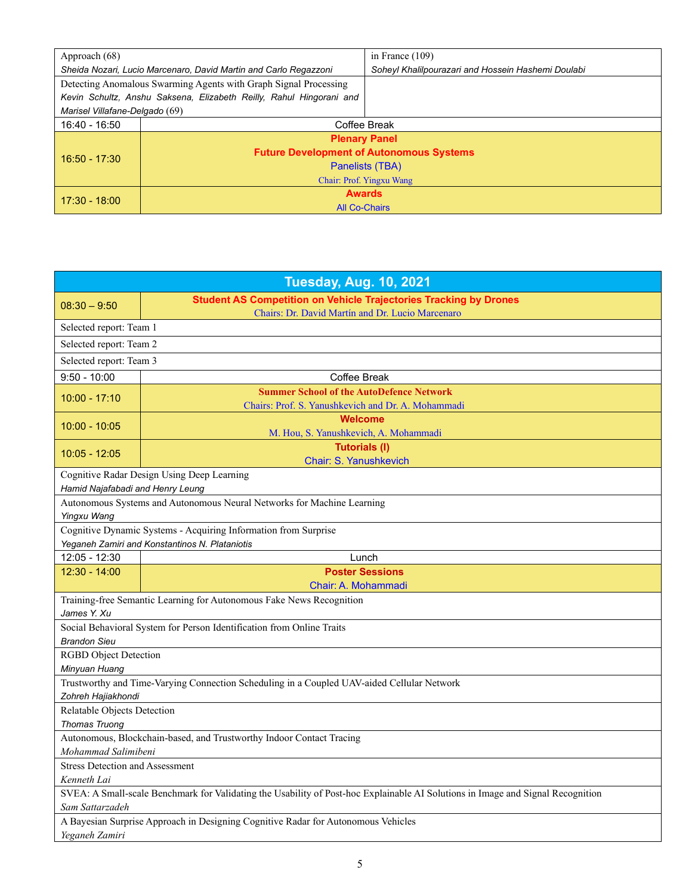| Approach (68)<br>*Sheida Nozari, Lucio Marcenaro, David Martin and Carlo Regazzoni* | | in France (109)<br>*Soheyl Khalilpourazari and Hossein Hashemi Doulabi* |
|---|---|---|
| Detecting Anomalous Swarming Agents with Graph Signal Processing<br>*Kevin Schultz, Anshu Saksena, Elizabeth Reilly, Rahul Hingorani and Marisel Villafane-Delgado* (69) | | |
| 16:40 - 16:50 | Coffee Break | |
| 16:50 - 17:30 | **Plenary Panel**<br>**Future Development of Autonomous Systems**<br>Panelists (TBA)<br>Chair: Prof. Yingxu Wang | |
| 17:30 - 18:00 | **Awards**<br>All Co-Chairs | |

| **Tuesday, Aug. 10, 2021** | |
|---|---|
| 08:30 – 9:50 | **Student AS Competition on Vehicle Trajectories Tracking by Drones**<br>Chairs: Dr. David Martín and Dr. Lucio Marcenaro |
| Selected report: Team 1 | |
| Selected report: Team 2 | |
| Selected report: Team 3 | |
| 9:50 - 10:00 | Coffee Break |
| 10:00 - 17:10 | **Summer School of the AutoDefence Network**<br>Chairs: Prof. S. Yanushkevich and Dr. A. Mohammadi |
| 10:00 - 10:05 | **Welcome**<br>M. Hou, S. Yanushkevich, A. Mohammadi |
| 10:05 - 12:05 | **Tutorials (I)**<br>Chair: S. Yanushkevich |
| Cognitive Radar Design Using Deep Learning<br>*Hamid Najafabadi and Henry Leung* | |
| Autonomous Systems and Autonomous Neural Networks for Machine Learning<br>*Yingxu Wang* | |
| Cognitive Dynamic Systems - Acquiring Information from Surprise<br>*Yeganeh Zamiri and Konstantinos N. Plataniotis* | |
| 12:05 - 12:30 | Lunch |
| 12:30 - 14:00 | **Poster Sessions**<br>Chair: A. Mohammadi |
| Training-free Semantic Learning for Autonomous Fake News Recognition<br>*James Y. Xu* | |
| Social Behavioral System for Person Identification from Online Traits<br>*Brandon Sieu* | |
| RGBD Object Detection<br>*Minyuan Huang* | |
| Trustworthy and Time-Varying Connection Scheduling in a Coupled UAV-aided Cellular Network<br>*Zohreh Hajiakhondi* | |
| Relatable Objects Detection<br>*Thomas Truong* | |
| Autonomous, Blockchain-based, and Trustworthy Indoor Contact Tracing<br>*Mohammad Salimibeni* | |
| Stress Detection and Assessment<br>*Kenneth Lai* | |
| SVEA: A Small-scale Benchmark for Validating the Usability of Post-hoc Explainable AI Solutions in Image and Signal Recognition<br>*Sam Sattarzadeh* | |
| A Bayesian Surprise Approach in Designing Cognitive Radar for Autonomous Vehicles<br>*Yeganeh Zamiri* | |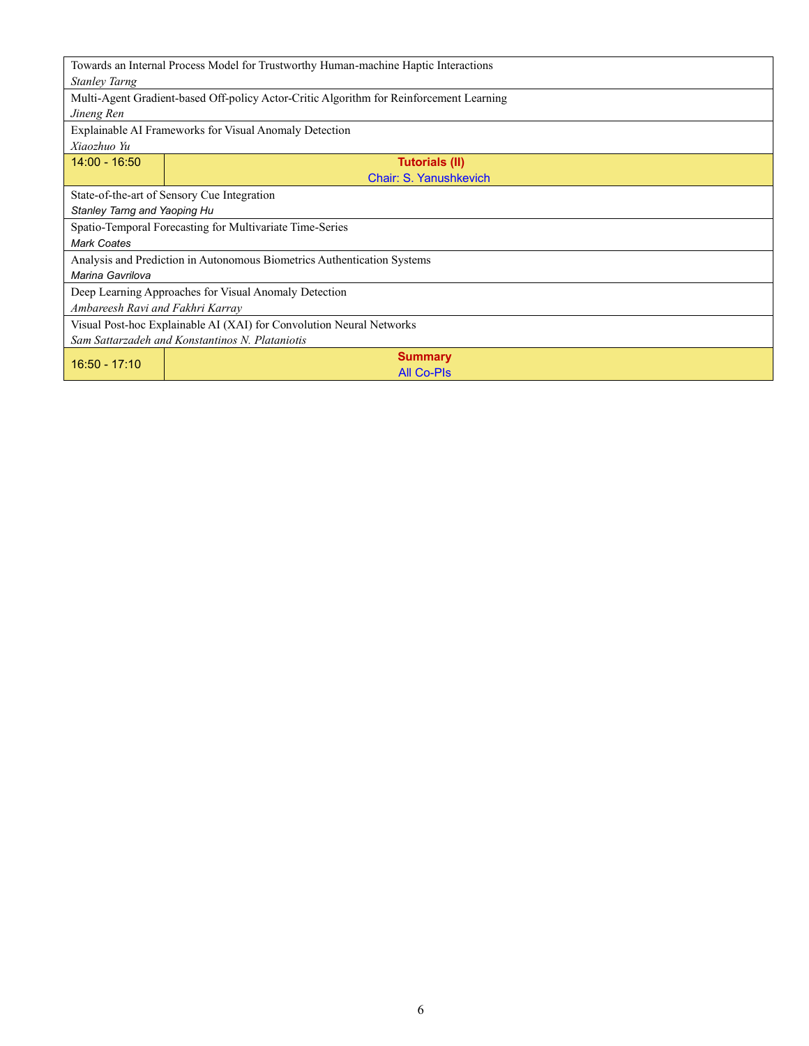| | |
|---|---|
| Towards an Internal Process Model for Trustworthy Human-machine Haptic Interactions<br>*Stanley Tarng* | |
| Multi-Agent Gradient-based Off-policy Actor-Critic Algorithm for Reinforcement Learning<br>*Jineng Ren* | |
| Explainable AI Frameworks for Visual Anomaly Detection<br>*Xiaozhuo Yu* | |
| 14:00 - 16:50 | **Tutorials (II)**<br>Chair: S. Yanushkevich |
| State-of-the-art of Sensory Cue Integration<br>*Stanley Tarng and Yaoping Hu* | |
| Spatio-Temporal Forecasting for Multivariate Time-Series<br>*Mark Coates* | |
| Analysis and Prediction in Autonomous Biometrics Authentication Systems<br>*Marina Gavrilova* | |
| Deep Learning Approaches for Visual Anomaly Detection<br>*Ambareesh Ravi and Fakhri Karray* | |
| Visual Post-hoc Explainable AI (XAI) for Convolution Neural Networks<br>*Sam Sattarzadeh and Konstantinos N. Plataniotis* | |
| 16:50 - 17:10 | **Summary**<br>All Co-PIs |